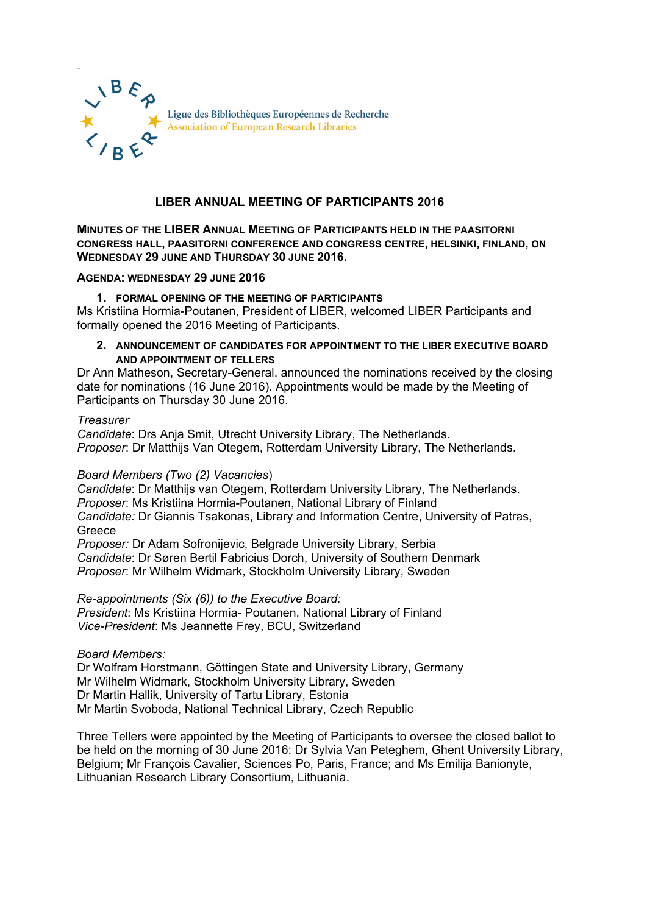Ligue des Bibliothèques Européennes de Recherche
Association of European Research Libraries

# LIBER ANNUAL MEETING OF PARTICIPANTS 2016

**MINUTES OF THE LIBER ANNUAL MEETING OF PARTICIPANTS HELD IN THE PAASITORNI CONGRESS HALL, PAASITORNI CONFERENCE AND CONGRESS CENTRE, HELSINKI, FINLAND, ON WEDNESDAY 29 JUNE AND THURSDAY 30 JUNE 2016.**

**AGENDA: WEDNESDAY 29 JUNE 2016**

### 1. FORMAL OPENING OF THE MEETING OF PARTICIPANTS

Ms Kristiina Hormia-Poutanen, President of LIBER, welcomed LIBER Participants and formally opened the 2016 Meeting of Participants.

### 2. ANNOUNCEMENT OF CANDIDATES FOR APPOINTMENT TO THE LIBER EXECUTIVE BOARD AND APPOINTMENT OF TELLERS

Dr Ann Matheson, Secretary-General, announced the nominations received by the closing date for nominations (16 June 2016). Appointments would be made by the Meeting of Participants on Thursday 30 June 2016.

*Treasurer*
*Candidate*: Drs Anja Smit, Utrecht University Library, The Netherlands.
*Proposer*: Dr Matthijs Van Otegem, Rotterdam University Library, The Netherlands.

*Board Members (Two (2) Vacancies)*
*Candidate*: Dr Matthijs van Otegem, Rotterdam University Library, The Netherlands.
*Proposer*: Ms Kristiina Hormia-Poutanen, National Library of Finland
*Candidate:* Dr Giannis Tsakonas, Library and Information Centre, University of Patras, Greece
*Proposer:* Dr Adam Sofronijevic, Belgrade University Library, Serbia
*Candidate*: Dr Søren Bertil Fabricius Dorch, University of Southern Denmark
*Proposer*: Mr Wilhelm Widmark, Stockholm University Library, Sweden

*Re-appointments (Six (6)) to the Executive Board:*
*President*: Ms Kristiina Hormia- Poutanen, National Library of Finland
*Vice-President*: Ms Jeannette Frey, BCU, Switzerland

*Board Members:*
Dr Wolfram Horstmann, Göttingen State and University Library, Germany
Mr Wilhelm Widmark, Stockholm University Library, Sweden
Dr Martin Hallik, University of Tartu Library, Estonia
Mr Martin Svoboda, National Technical Library, Czech Republic

Three Tellers were appointed by the Meeting of Participants to oversee the closed ballot to be held on the morning of 30 June 2016: Dr Sylvia Van Peteghem, Ghent University Library, Belgium; Mr François Cavalier, Sciences Po, Paris, France; and Ms Emilija Banionyte, Lithuanian Research Library Consortium, Lithuania.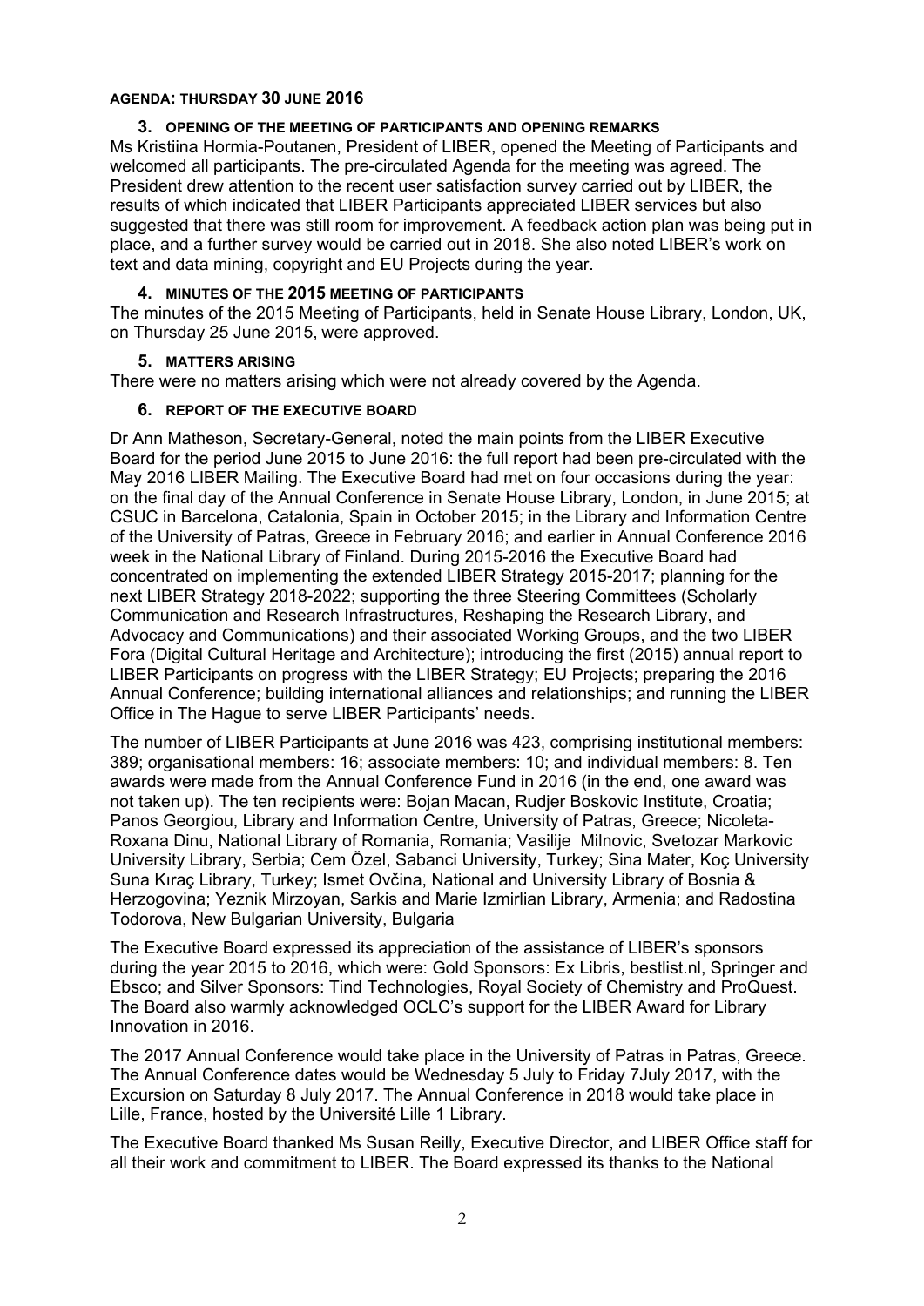**AGENDA: THURSDAY 30 JUNE 2016**

### 3. OPENING OF THE MEETING OF PARTICIPANTS AND OPENING REMARKS

Ms Kristiina Hormia-Poutanen, President of LIBER, opened the Meeting of Participants and welcomed all participants. The pre-circulated Agenda for the meeting was agreed. The President drew attention to the recent user satisfaction survey carried out by LIBER, the results of which indicated that LIBER Participants appreciated LIBER services but also suggested that there was still room for improvement. A feedback action plan was being put in place, and a further survey would be carried out in 2018. She also noted LIBER's work on text and data mining, copyright and EU Projects during the year.

### 4. MINUTES OF THE 2015 MEETING OF PARTICIPANTS

The minutes of the 2015 Meeting of Participants, held in Senate House Library, London, UK, on Thursday 25 June 2015, were approved.

### 5. MATTERS ARISING

There were no matters arising which were not already covered by the Agenda.

### 6. REPORT OF THE EXECUTIVE BOARD

Dr Ann Matheson, Secretary-General, noted the main points from the LIBER Executive Board for the period June 2015 to June 2016: the full report had been pre-circulated with the May 2016 LIBER Mailing. The Executive Board had met on four occasions during the year: on the final day of the Annual Conference in Senate House Library, London, in June 2015; at CSUC in Barcelona, Catalonia, Spain in October 2015; in the Library and Information Centre of the University of Patras, Greece in February 2016; and earlier in Annual Conference 2016 week in the National Library of Finland. During 2015-2016 the Executive Board had concentrated on implementing the extended LIBER Strategy 2015-2017; planning for the next LIBER Strategy 2018-2022; supporting the three Steering Committees (Scholarly Communication and Research Infrastructures, Reshaping the Research Library, and Advocacy and Communications) and their associated Working Groups, and the two LIBER Fora (Digital Cultural Heritage and Architecture); introducing the first (2015) annual report to LIBER Participants on progress with the LIBER Strategy; EU Projects; preparing the 2016 Annual Conference; building international alliances and relationships; and running the LIBER Office in The Hague to serve LIBER Participants' needs.

The number of LIBER Participants at June 2016 was 423, comprising institutional members: 389; organisational members: 16; associate members: 10; and individual members: 8. Ten awards were made from the Annual Conference Fund in 2016 (in the end, one award was not taken up). The ten recipients were: Bojan Macan, Rudjer Boskovic Institute, Croatia; Panos Georgiou, Library and Information Centre, University of Patras, Greece; Nicoleta-Roxana Dinu, National Library of Romania, Romania; Vasilije Milnovic, Svetozar Markovic University Library, Serbia; Cem Özel, Sabanci University, Turkey; Sina Mater, Koç University Suna Kıraç Library, Turkey; Ismet Ovčina, National and University Library of Bosnia & Herzogovina; Yeznik Mirzoyan, Sarkis and Marie Izmirlian Library, Armenia; and Radostina Todorova, New Bulgarian University, Bulgaria

The Executive Board expressed its appreciation of the assistance of LIBER's sponsors during the year 2015 to 2016, which were: Gold Sponsors: Ex Libris, bestlist.nl, Springer and Ebsco; and Silver Sponsors: Tind Technologies, Royal Society of Chemistry and ProQuest. The Board also warmly acknowledged OCLC's support for the LIBER Award for Library Innovation in 2016.

The 2017 Annual Conference would take place in the University of Patras in Patras, Greece. The Annual Conference dates would be Wednesday 5 July to Friday 7July 2017, with the Excursion on Saturday 8 July 2017. The Annual Conference in 2018 would take place in Lille, France, hosted by the Université Lille 1 Library.

The Executive Board thanked Ms Susan Reilly, Executive Director, and LIBER Office staff for all their work and commitment to LIBER. The Board expressed its thanks to the National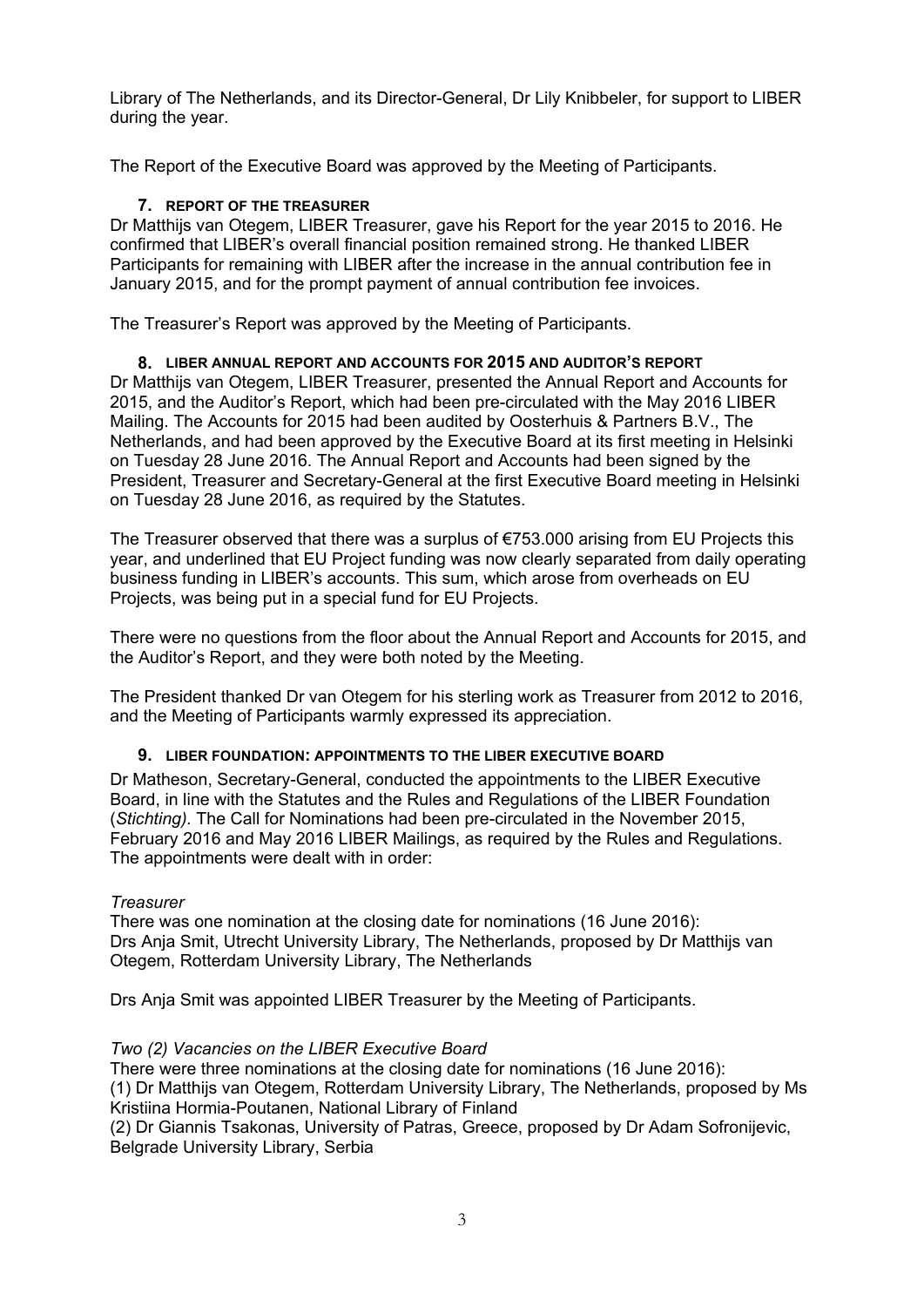Library of The Netherlands, and its Director-General, Dr Lily Knibbeler, for support to LIBER during the year.

The Report of the Executive Board was approved by the Meeting of Participants.

## 7. REPORT OF THE TREASURER

Dr Matthijs van Otegem, LIBER Treasurer, gave his Report for the year 2015 to 2016. He confirmed that LIBER's overall financial position remained strong. He thanked LIBER Participants for remaining with LIBER after the increase in the annual contribution fee in January 2015, and for the prompt payment of annual contribution fee invoices.

The Treasurer's Report was approved by the Meeting of Participants.

## 8. LIBER ANNUAL REPORT AND ACCOUNTS FOR 2015 AND AUDITOR'S REPORT

Dr Matthijs van Otegem, LIBER Treasurer, presented the Annual Report and Accounts for 2015, and the Auditor's Report, which had been pre-circulated with the May 2016 LIBER Mailing. The Accounts for 2015 had been audited by Oosterhuis & Partners B.V., The Netherlands, and had been approved by the Executive Board at its first meeting in Helsinki on Tuesday 28 June 2016. The Annual Report and Accounts had been signed by the President, Treasurer and Secretary-General at the first Executive Board meeting in Helsinki on Tuesday 28 June 2016, as required by the Statutes.

The Treasurer observed that there was a surplus of €753.000 arising from EU Projects this year, and underlined that EU Project funding was now clearly separated from daily operating business funding in LIBER's accounts. This sum, which arose from overheads on EU Projects, was being put in a special fund for EU Projects.

There were no questions from the floor about the Annual Report and Accounts for 2015, and the Auditor's Report, and they were both noted by the Meeting.

The President thanked Dr van Otegem for his sterling work as Treasurer from 2012 to 2016, and the Meeting of Participants warmly expressed its appreciation.

## 9. LIBER FOUNDATION: APPOINTMENTS TO THE LIBER EXECUTIVE BOARD

Dr Matheson, Secretary-General, conducted the appointments to the LIBER Executive Board, in line with the Statutes and the Rules and Regulations of the LIBER Foundation (*Stichting).* The Call for Nominations had been pre-circulated in the November 2015, February 2016 and May 2016 LIBER Mailings, as required by the Rules and Regulations. The appointments were dealt with in order:

*Treasurer*

There was one nomination at the closing date for nominations (16 June 2016):
Drs Anja Smit, Utrecht University Library, The Netherlands, proposed by Dr Matthijs van Otegem, Rotterdam University Library, The Netherlands

Drs Anja Smit was appointed LIBER Treasurer by the Meeting of Participants.

*Two (2) Vacancies on the LIBER Executive Board*

There were three nominations at the closing date for nominations (16 June 2016):
(1) Dr Matthijs van Otegem, Rotterdam University Library, The Netherlands, proposed by Ms Kristiina Hormia-Poutanen, National Library of Finland
(2) Dr Giannis Tsakonas, University of Patras, Greece, proposed by Dr Adam Sofronijevic, Belgrade University Library, Serbia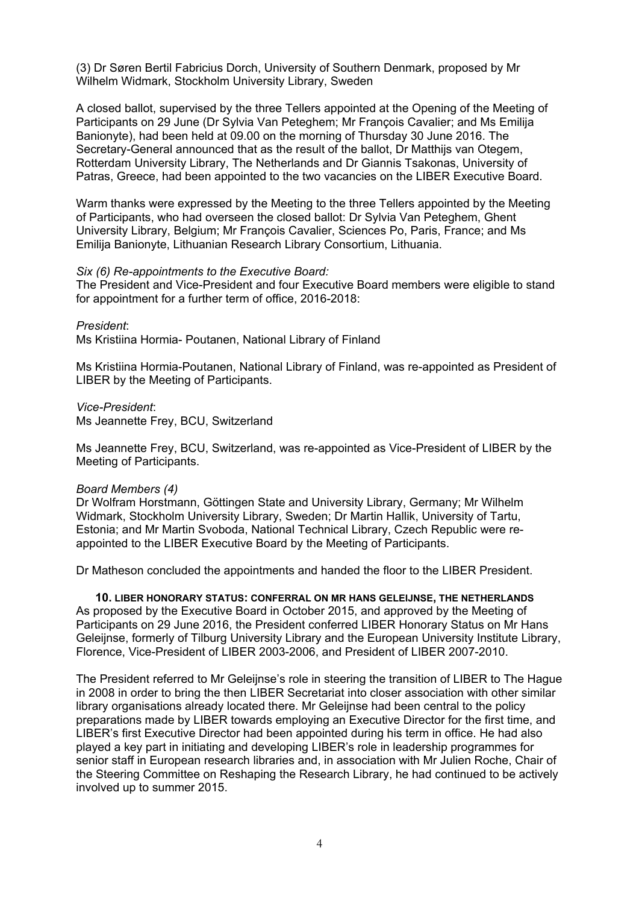(3) Dr Søren Bertil Fabricius Dorch, University of Southern Denmark, proposed by Mr Wilhelm Widmark, Stockholm University Library, Sweden

A closed ballot, supervised by the three Tellers appointed at the Opening of the Meeting of Participants on 29 June (Dr Sylvia Van Peteghem; Mr François Cavalier; and Ms Emilija Banionyte), had been held at 09.00 on the morning of Thursday 30 June 2016. The Secretary-General announced that as the result of the ballot, Dr Matthijs van Otegem, Rotterdam University Library, The Netherlands and Dr Giannis Tsakonas, University of Patras, Greece, had been appointed to the two vacancies on the LIBER Executive Board.

Warm thanks were expressed by the Meeting to the three Tellers appointed by the Meeting of Participants, who had overseen the closed ballot: Dr Sylvia Van Peteghem, Ghent University Library, Belgium; Mr François Cavalier, Sciences Po, Paris, France; and Ms Emilija Banionyte, Lithuanian Research Library Consortium, Lithuania.

*Six (6) Re-appointments to the Executive Board:*
The President and Vice-President and four Executive Board members were eligible to stand for appointment for a further term of office, 2016-2018:

*President*:
Ms Kristiina Hormia- Poutanen, National Library of Finland

Ms Kristiina Hormia-Poutanen, National Library of Finland, was re-appointed as President of LIBER by the Meeting of Participants.

*Vice-President*:
Ms Jeannette Frey, BCU, Switzerland

Ms Jeannette Frey, BCU, Switzerland, was re-appointed as Vice-President of LIBER by the Meeting of Participants.

*Board Members (4)*
Dr Wolfram Horstmann, Göttingen State and University Library, Germany; Mr Wilhelm Widmark, Stockholm University Library, Sweden; Dr Martin Hallik, University of Tartu, Estonia; and Mr Martin Svoboda, National Technical Library, Czech Republic were re-appointed to the LIBER Executive Board by the Meeting of Participants.

Dr Matheson concluded the appointments and handed the floor to the LIBER President.

## 10. LIBER HONORARY STATUS: CONFERRAL ON MR HANS GELEIJNSE, THE NETHERLANDS

As proposed by the Executive Board in October 2015, and approved by the Meeting of Participants on 29 June 2016, the President conferred LIBER Honorary Status on Mr Hans Geleijnse, formerly of Tilburg University Library and the European University Institute Library, Florence, Vice-President of LIBER 2003-2006, and President of LIBER 2007-2010.

The President referred to Mr Geleijnse's role in steering the transition of LIBER to The Hague in 2008 in order to bring the then LIBER Secretariat into closer association with other similar library organisations already located there. Mr Geleijnse had been central to the policy preparations made by LIBER towards employing an Executive Director for the first time, and LIBER's first Executive Director had been appointed during his term in office. He had also played a key part in initiating and developing LIBER's role in leadership programmes for senior staff in European research libraries and, in association with Mr Julien Roche, Chair of the Steering Committee on Reshaping the Research Library, he had continued to be actively involved up to summer 2015.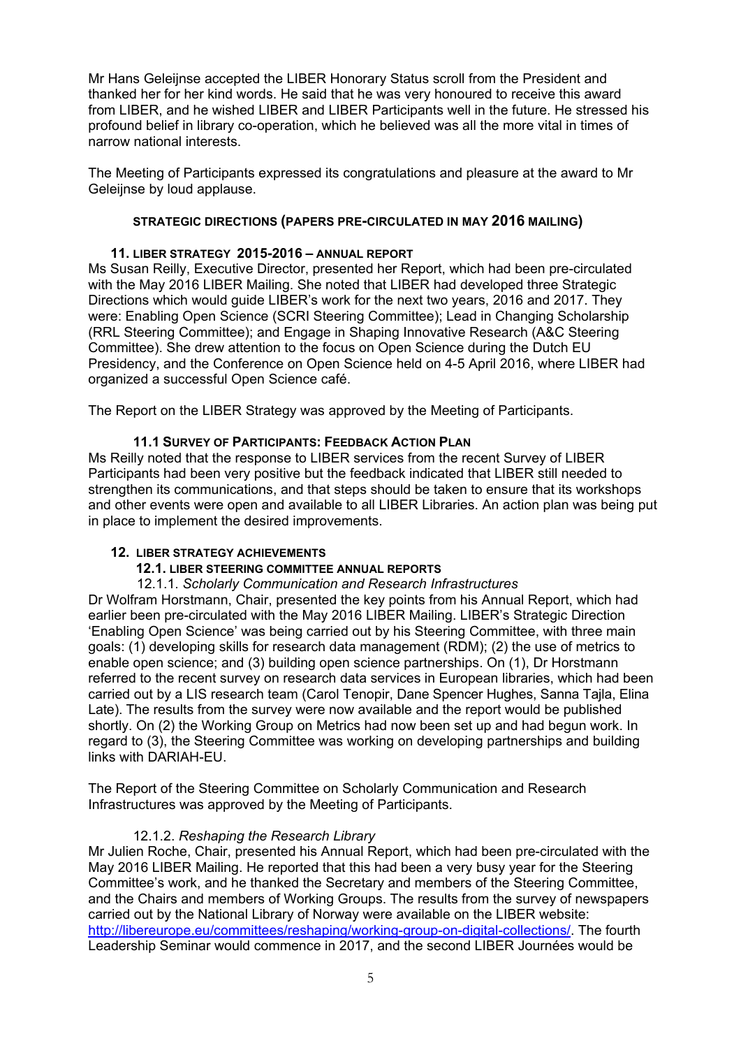Mr Hans Geleijnse accepted the LIBER Honorary Status scroll from the President and thanked her for her kind words. He said that he was very honoured to receive this award from LIBER, and he wished LIBER and LIBER Participants well in the future. He stressed his profound belief in library co-operation, which he believed was all the more vital in times of narrow national interests.

The Meeting of Participants expressed its congratulations and pleasure at the award to Mr Geleijnse by loud applause.

## STRATEGIC DIRECTIONS (PAPERS PRE-CIRCULATED IN MAY 2016 MAILING)

### 11. LIBER STRATEGY 2015-2016 – ANNUAL REPORT

Ms Susan Reilly, Executive Director, presented her Report, which had been pre-circulated with the May 2016 LIBER Mailing. She noted that LIBER had developed three Strategic Directions which would guide LIBER's work for the next two years, 2016 and 2017. They were: Enabling Open Science (SCRI Steering Committee); Lead in Changing Scholarship (RRL Steering Committee); and Engage in Shaping Innovative Research (A&C Steering Committee). She drew attention to the focus on Open Science during the Dutch EU Presidency, and the Conference on Open Science held on 4-5 April 2016, where LIBER had organized a successful Open Science café.

The Report on the LIBER Strategy was approved by the Meeting of Participants.

#### 11.1 SURVEY OF PARTICIPANTS: FEEDBACK ACTION PLAN

Ms Reilly noted that the response to LIBER services from the recent Survey of LIBER Participants had been very positive but the feedback indicated that LIBER still needed to strengthen its communications, and that steps should be taken to ensure that its workshops and other events were open and available to all LIBER Libraries. An action plan was being put in place to implement the desired improvements.

### 12. LIBER STRATEGY ACHIEVEMENTS

#### 12.1. LIBER STEERING COMMITTEE ANNUAL REPORTS

12.1.1. *Scholarly Communication and Research Infrastructures*

Dr Wolfram Horstmann, Chair, presented the key points from his Annual Report, which had earlier been pre-circulated with the May 2016 LIBER Mailing. LIBER's Strategic Direction 'Enabling Open Science' was being carried out by his Steering Committee, with three main goals: (1) developing skills for research data management (RDM); (2) the use of metrics to enable open science; and (3) building open science partnerships. On (1), Dr Horstmann referred to the recent survey on research data services in European libraries, which had been carried out by a LIS research team (Carol Tenopir, Dane Spencer Hughes, Sanna Tajla, Elina Late). The results from the survey were now available and the report would be published shortly. On (2) the Working Group on Metrics had now been set up and had begun work. In regard to (3), the Steering Committee was working on developing partnerships and building links with DARIAH-EU.

The Report of the Steering Committee on Scholarly Communication and Research Infrastructures was approved by the Meeting of Participants.

12.1.2. *Reshaping the Research Library*

Mr Julien Roche, Chair, presented his Annual Report, which had been pre-circulated with the May 2016 LIBER Mailing. He reported that this had been a very busy year for the Steering Committee's work, and he thanked the Secretary and members of the Steering Committee, and the Chairs and members of Working Groups. The results from the survey of newspapers carried out by the National Library of Norway were available on the LIBER website: http://libereurope.eu/committees/reshaping/working-group-on-digital-collections/. The fourth Leadership Seminar would commence in 2017, and the second LIBER Journées would be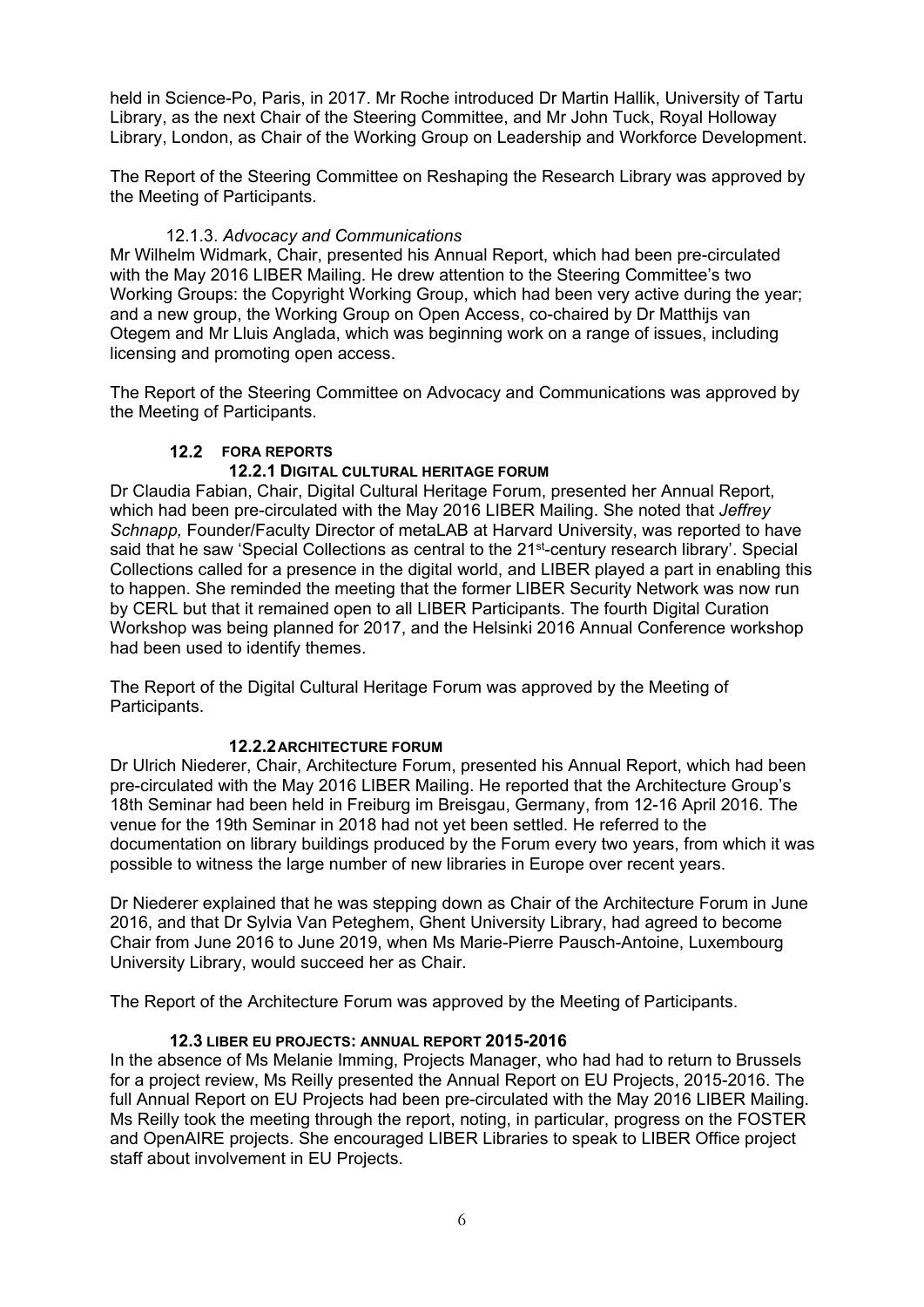held in Science-Po, Paris, in 2017. Mr Roche introduced Dr Martin Hallik, University of Tartu Library, as the next Chair of the Steering Committee, and Mr John Tuck, Royal Holloway Library, London, as Chair of the Working Group on Leadership and Workforce Development.

The Report of the Steering Committee on Reshaping the Research Library was approved by the Meeting of Participants.

#### 12.1.3. *Advocacy and Communications*

Mr Wilhelm Widmark, Chair, presented his Annual Report, which had been pre-circulated with the May 2016 LIBER Mailing. He drew attention to the Steering Committee's two Working Groups: the Copyright Working Group, which had been very active during the year; and a new group, the Working Group on Open Access, co-chaired by Dr Matthijs van Otegem and Mr Lluis Anglada, which was beginning work on a range of issues, including licensing and promoting open access.

The Report of the Steering Committee on Advocacy and Communications was approved by the Meeting of Participants.

### 12.2 FORA REPORTS

#### 12.2.1 DIGITAL CULTURAL HERITAGE FORUM

Dr Claudia Fabian, Chair, Digital Cultural Heritage Forum, presented her Annual Report, which had been pre-circulated with the May 2016 LIBER Mailing. She noted that *Jeffrey Schnapp,* Founder/Faculty Director of metaLAB at Harvard University, was reported to have said that he saw 'Special Collections as central to the 21st-century research library'. Special Collections called for a presence in the digital world, and LIBER played a part in enabling this to happen. She reminded the meeting that the former LIBER Security Network was now run by CERL but that it remained open to all LIBER Participants. The fourth Digital Curation Workshop was being planned for 2017, and the Helsinki 2016 Annual Conference workshop had been used to identify themes.

The Report of the Digital Cultural Heritage Forum was approved by the Meeting of Participants.

#### 12.2.2 ARCHITECTURE FORUM

Dr Ulrich Niederer, Chair, Architecture Forum, presented his Annual Report, which had been pre-circulated with the May 2016 LIBER Mailing. He reported that the Architecture Group's 18th Seminar had been held in Freiburg im Breisgau, Germany, from 12-16 April 2016. The venue for the 19th Seminar in 2018 had not yet been settled. He referred to the documentation on library buildings produced by the Forum every two years, from which it was possible to witness the large number of new libraries in Europe over recent years.

Dr Niederer explained that he was stepping down as Chair of the Architecture Forum in June 2016, and that Dr Sylvia Van Peteghem, Ghent University Library, had agreed to become Chair from June 2016 to June 2019, when Ms Marie-Pierre Pausch-Antoine, Luxembourg University Library, would succeed her as Chair.

The Report of the Architecture Forum was approved by the Meeting of Participants.

### 12.3 LIBER EU PROJECTS: ANNUAL REPORT 2015-2016

In the absence of Ms Melanie Imming, Projects Manager, who had had to return to Brussels for a project review, Ms Reilly presented the Annual Report on EU Projects, 2015-2016. The full Annual Report on EU Projects had been pre-circulated with the May 2016 LIBER Mailing. Ms Reilly took the meeting through the report, noting, in particular, progress on the FOSTER and OpenAIRE projects. She encouraged LIBER Libraries to speak to LIBER Office project staff about involvement in EU Projects.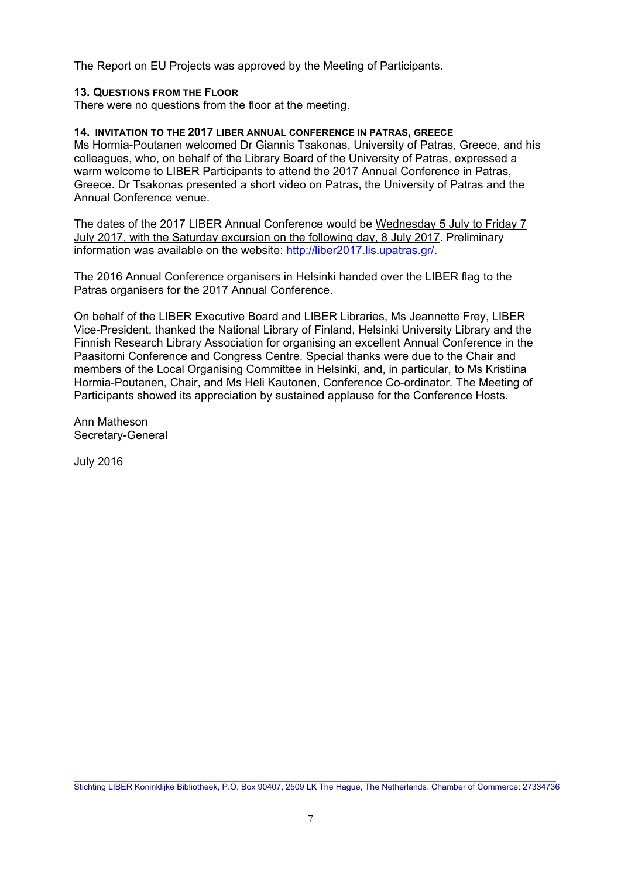The Report on EU Projects was approved by the Meeting of Participants.

**13. QUESTIONS FROM THE FLOOR**

There were no questions from the floor at the meeting.

**14. INVITATION TO THE 2017 LIBER ANNUAL CONFERENCE IN PATRAS, GREECE**

Ms Hormia-Poutanen welcomed Dr Giannis Tsakonas, University of Patras, Greece, and his colleagues, who, on behalf of the Library Board of the University of Patras, expressed a warm welcome to LIBER Participants to attend the 2017 Annual Conference in Patras, Greece. Dr Tsakonas presented a short video on Patras, the University of Patras and the Annual Conference venue.

The dates of the 2017 LIBER Annual Conference would be Wednesday 5 July to Friday 7 July 2017, with the Saturday excursion on the following day, 8 July 2017. Preliminary information was available on the website: http://liber2017.lis.upatras.gr/.

The 2016 Annual Conference organisers in Helsinki handed over the LIBER flag to the Patras organisers for the 2017 Annual Conference.

On behalf of the LIBER Executive Board and LIBER Libraries, Ms Jeannette Frey, LIBER Vice-President, thanked the National Library of Finland, Helsinki University Library and the Finnish Research Library Association for organising an excellent Annual Conference in the Paasitorni Conference and Congress Centre. Special thanks were due to the Chair and members of the Local Organising Committee in Helsinki, and, in particular, to Ms Kristiina Hormia-Poutanen, Chair, and Ms Heli Kautonen, Conference Co-ordinator. The Meeting of Participants showed its appreciation by sustained applause for the Conference Hosts.

Ann Matheson
Secretary-General

July 2016